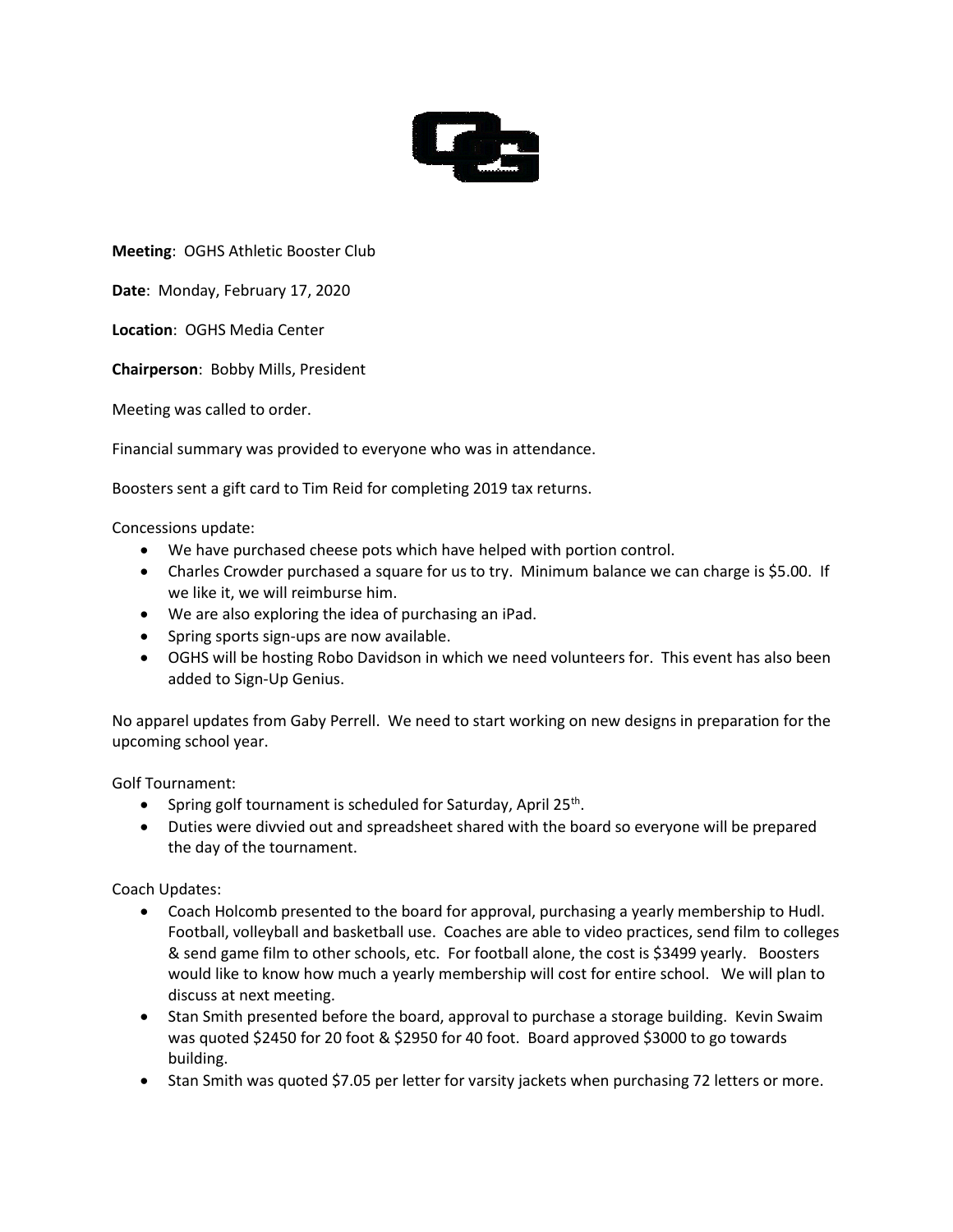**Meeting**: OGHS Athletic Booster Club

**Date**: Monday, February 17, 2020

**Location**: OGHS Media Center

**Chairperson**: Bobby Mills, President

Meeting was called to order.

Financial summary was provided to everyone who was in attendance.

Boosters sent a gift card to Tim Reid for completing 2019 tax returns.

Concessions update:

- We have purchased cheese pots which have helped with portion control.
- Charles Crowder purchased a square for us to try. Minimum balance we can charge is $5.00. If we like it, we will reimburse him.
- We are also exploring the idea of purchasing an iPad.
- Spring sports sign-ups are now available.
- OGHS will be hosting Robo Davidson in which we need volunteers for. This event has also been added to Sign-Up Genius.

No apparel updates from Gaby Perrell. We need to start working on new designs in preparation for the upcoming school year.

Golf Tournament:

- Spring golf tournament is scheduled for Saturday, April 25th.
- Duties were divvied out and spreadsheet shared with the board so everyone will be prepared the day of the tournament.

Coach Updates:

- Coach Holcomb presented to the board for approval, purchasing a yearly membership to Hudl. Football, volleyball and basketball use. Coaches are able to video practices, send film to colleges & send game film to other schools, etc. For football alone, the cost is $3499 yearly. Boosters would like to know how much a yearly membership will cost for entire school. We will plan to discuss at next meeting.
- Stan Smith presented before the board, approval to purchase a storage building. Kevin Swaim was quoted $2450 for 20 foot & $2950 for 40 foot. Board approved $3000 to go towards building.
- Stan Smith was quoted $7.05 per letter for varsity jackets when purchasing 72 letters or more.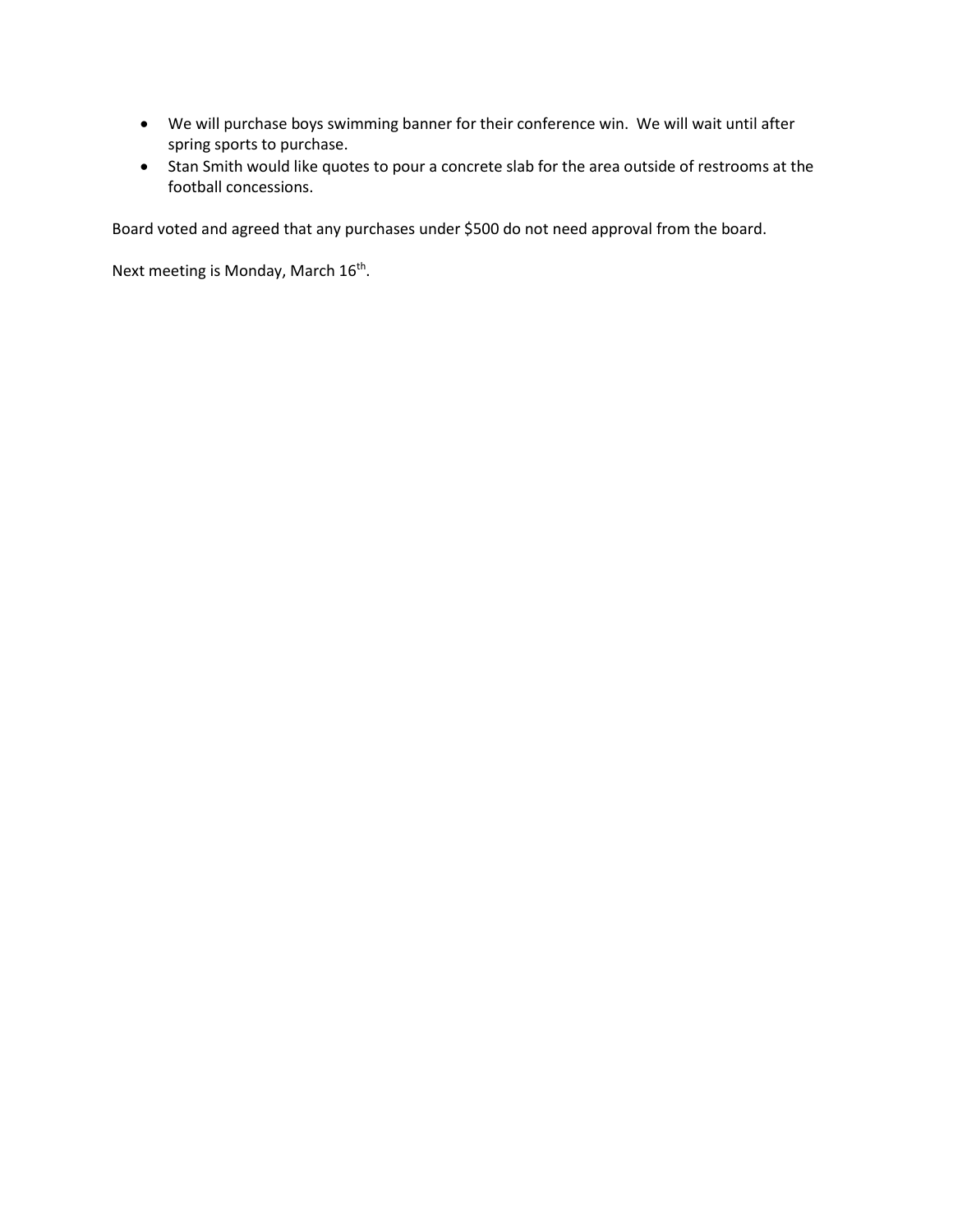- We will purchase boys swimming banner for their conference win. We will wait until after spring sports to purchase.
- Stan Smith would like quotes to pour a concrete slab for the area outside of restrooms at the football concessions.

Board voted and agreed that any purchases under $500 do not need approval from the board.

Next meeting is Monday, March 16th.